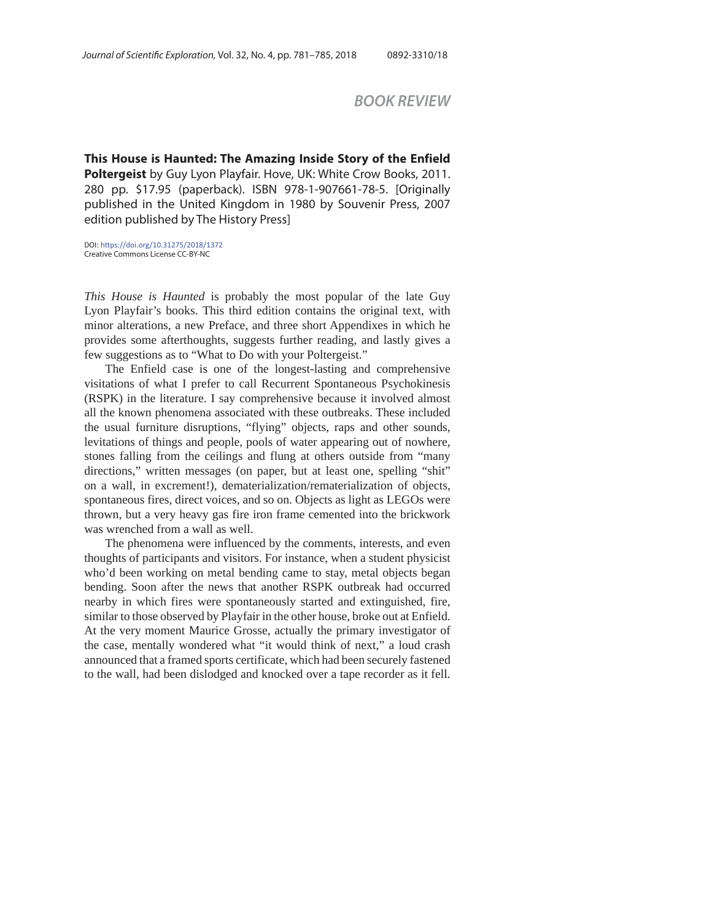## BOOK REVIEW

**This House is Haunted: The Amazing Inside Story of the Enfield Poltergeist** by Guy Lyon Playfair. Hove, UK: White Crow Books, 2011. 280 pp. $17.95 (paperback). ISBN 978-1-907661-78-5. [Originally published in the United Kingdom in 1980 by Souvenir Press, 2007 edition published by The History Press]

DOI: https://doi.org/10.31275/2018/1372
Creative Commons License CC-BY-NC

*This House is Haunted* is probably the most popular of the late Guy Lyon Playfair's books. This third edition contains the original text, with minor alterations, a new Preface, and three short Appendixes in which he provides some afterthoughts, suggests further reading, and lastly gives a few suggestions as to "What to Do with your Poltergeist."

The Enfield case is one of the longest-lasting and comprehensive visitations of what I prefer to call Recurrent Spontaneous Psychokinesis (RSPK) in the literature. I say comprehensive because it involved almost all the known phenomena associated with these outbreaks. These included the usual furniture disruptions, "flying" objects, raps and other sounds, levitations of things and people, pools of water appearing out of nowhere, stones falling from the ceilings and flung at others outside from "many directions," written messages (on paper, but at least one, spelling "shit" on a wall, in excrement!), dematerialization/rematerialization of objects, spontaneous fires, direct voices, and so on. Objects as light as LEGOs were thrown, but a very heavy gas fire iron frame cemented into the brickwork was wrenched from a wall as well.

The phenomena were influenced by the comments, interests, and even thoughts of participants and visitors. For instance, when a student physicist who'd been working on metal bending came to stay, metal objects began bending. Soon after the news that another RSPK outbreak had occurred nearby in which fires were spontaneously started and extinguished, fire, similar to those observed by Playfair in the other house, broke out at Enfield. At the very moment Maurice Grosse, actually the primary investigator of the case, mentally wondered what "it would think of next," a loud crash announced that a framed sports certificate, which had been securely fastened to the wall, had been dislodged and knocked over a tape recorder as it fell.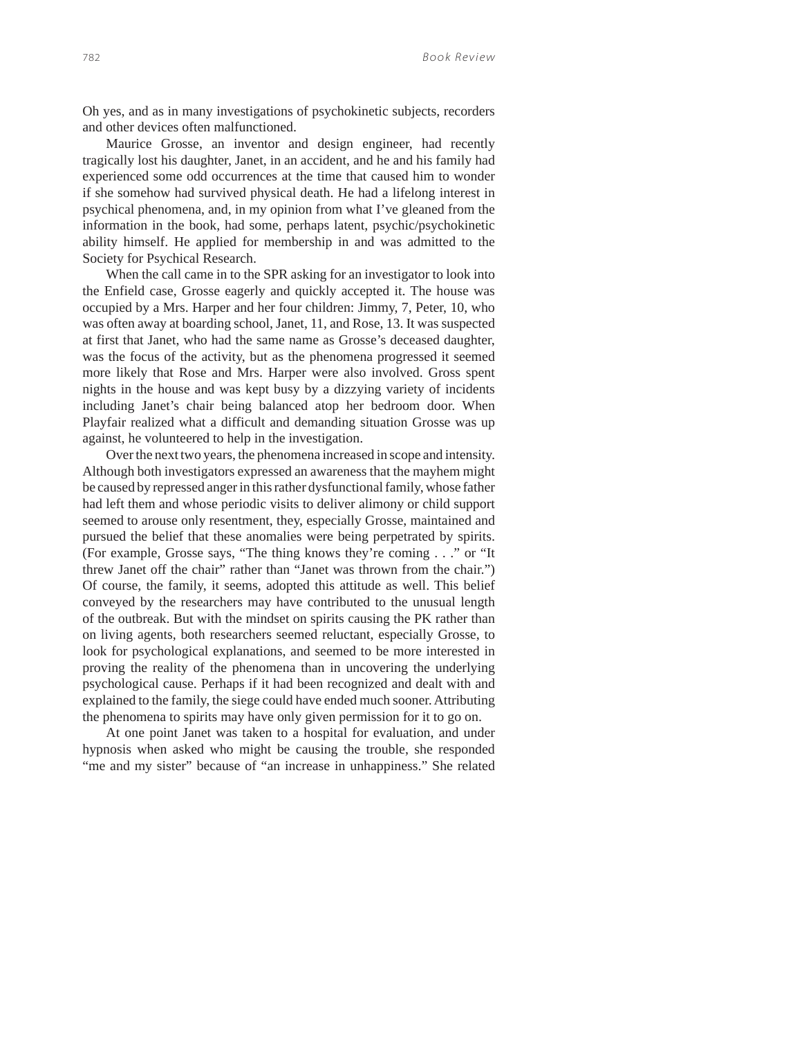Oh yes, and as in many investigations of psychokinetic subjects, recorders and other devices often malfunctioned.

Maurice Grosse, an inventor and design engineer, had recently tragically lost his daughter, Janet, in an accident, and he and his family had experienced some odd occurrences at the time that caused him to wonder if she somehow had survived physical death. He had a lifelong interest in psychical phenomena, and, in my opinion from what I've gleaned from the information in the book, had some, perhaps latent, psychic/psychokinetic ability himself. He applied for membership in and was admitted to the Society for Psychical Research.

When the call came in to the SPR asking for an investigator to look into the Enfield case, Grosse eagerly and quickly accepted it. The house was occupied by a Mrs. Harper and her four children: Jimmy, 7, Peter, 10, who was often away at boarding school, Janet, 11, and Rose, 13. It was suspected at first that Janet, who had the same name as Grosse's deceased daughter, was the focus of the activity, but as the phenomena progressed it seemed more likely that Rose and Mrs. Harper were also involved. Gross spent nights in the house and was kept busy by a dizzying variety of incidents including Janet's chair being balanced atop her bedroom door. When Playfair realized what a difficult and demanding situation Grosse was up against, he volunteered to help in the investigation.

Over the next two years, the phenomena increased in scope and intensity. Although both investigators expressed an awareness that the mayhem might be caused by repressed anger in this rather dysfunctional family, whose father had left them and whose periodic visits to deliver alimony or child support seemed to arouse only resentment, they, especially Grosse, maintained and pursued the belief that these anomalies were being perpetrated by spirits. (For example, Grosse says, "The thing knows they're coming . . ." or "It threw Janet off the chair" rather than "Janet was thrown from the chair.") Of course, the family, it seems, adopted this attitude as well. This belief conveyed by the researchers may have contributed to the unusual length of the outbreak. But with the mindset on spirits causing the PK rather than on living agents, both researchers seemed reluctant, especially Grosse, to look for psychological explanations, and seemed to be more interested in proving the reality of the phenomena than in uncovering the underlying psychological cause. Perhaps if it had been recognized and dealt with and explained to the family, the siege could have ended much sooner. Attributing the phenomena to spirits may have only given permission for it to go on.

At one point Janet was taken to a hospital for evaluation, and under hypnosis when asked who might be causing the trouble, she responded "me and my sister" because of "an increase in unhappiness." She related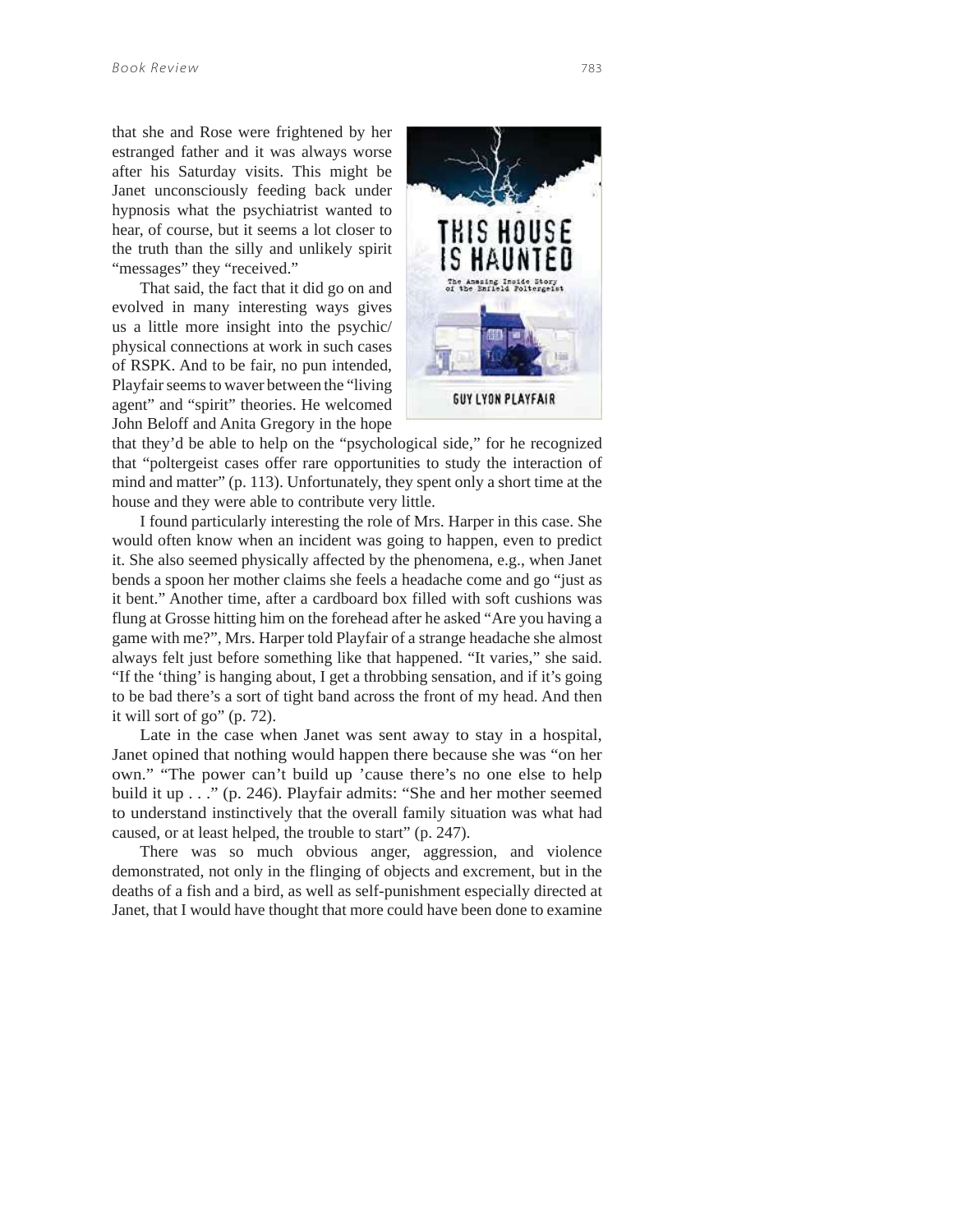that she and Rose were frightened by her estranged father and it was always worse after his Saturday visits. This might be Janet unconsciously feeding back under hypnosis what the psychiatrist wanted to hear, of course, but it seems a lot closer to the truth than the silly and unlikely spirit "messages" they "received."

That said, the fact that it did go on and evolved in many interesting ways gives us a little more insight into the psychic/physical connections at work in such cases of RSPK. And to be fair, no pun intended, Playfair seems to waver between the "living agent" and "spirit" theories. He welcomed John Beloff and Anita Gregory in the hope that they'd be able to help on the "psychological side," for he recognized that "poltergeist cases offer rare opportunities to study the interaction of mind and matter" (p. 113). Unfortunately, they spent only a short time at the house and they were able to contribute very little.

I found particularly interesting the role of Mrs. Harper in this case. She would often know when an incident was going to happen, even to predict it. She also seemed physically affected by the phenomena, e.g., when Janet bends a spoon her mother claims she feels a headache come and go "just as it bent." Another time, after a cardboard box filled with soft cushions was flung at Grosse hitting him on the forehead after he asked "Are you having a game with me?", Mrs. Harper told Playfair of a strange headache she almost always felt just before something like that happened. "It varies," she said. "If the 'thing' is hanging about, I get a throbbing sensation, and if it's going to be bad there's a sort of tight band across the front of my head. And then it will sort of go" (p. 72).

Late in the case when Janet was sent away to stay in a hospital, Janet opined that nothing would happen there because she was "on her own." "The power can't build up 'cause there's no one else to help build it up . . ." (p. 246). Playfair admits: "She and her mother seemed to understand instinctively that the overall family situation was what had caused, or at least helped, the trouble to start" (p. 247).

There was so much obvious anger, aggression, and violence demonstrated, not only in the flinging of objects and excrement, but in the deaths of a fish and a bird, as well as self-punishment especially directed at Janet, that I would have thought that more could have been done to examine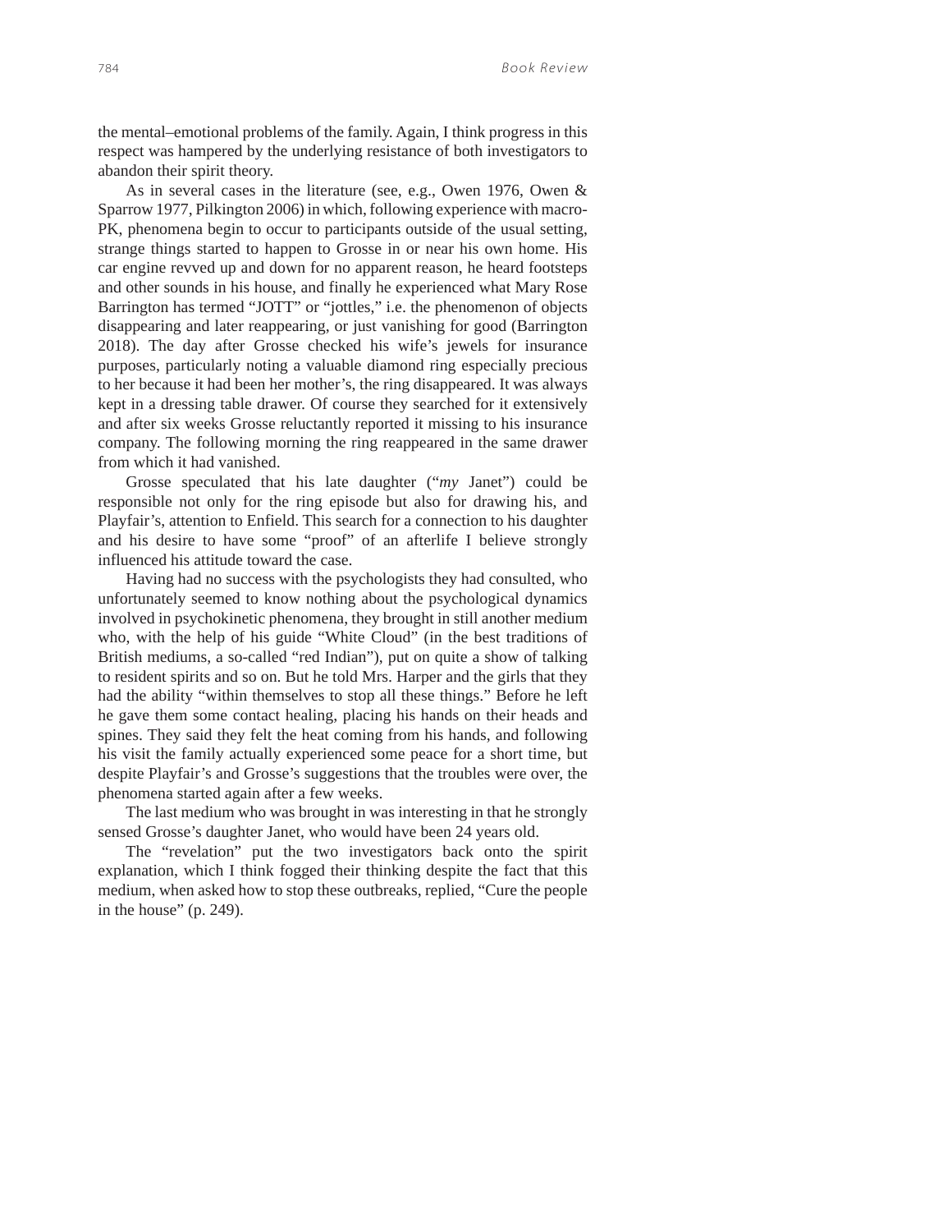the mental–emotional problems of the family. Again, I think progress in this respect was hampered by the underlying resistance of both investigators to abandon their spirit theory.

As in several cases in the literature (see, e.g., Owen 1976, Owen & Sparrow 1977, Pilkington 2006) in which, following experience with macro-PK, phenomena begin to occur to participants outside of the usual setting, strange things started to happen to Grosse in or near his own home. His car engine revved up and down for no apparent reason, he heard footsteps and other sounds in his house, and finally he experienced what Mary Rose Barrington has termed "JOTT" or "jottles," i.e. the phenomenon of objects disappearing and later reappearing, or just vanishing for good (Barrington 2018). The day after Grosse checked his wife's jewels for insurance purposes, particularly noting a valuable diamond ring especially precious to her because it had been her mother's, the ring disappeared. It was always kept in a dressing table drawer. Of course they searched for it extensively and after six weeks Grosse reluctantly reported it missing to his insurance company. The following morning the ring reappeared in the same drawer from which it had vanished.

Grosse speculated that his late daughter ("*my* Janet") could be responsible not only for the ring episode but also for drawing his, and Playfair's, attention to Enfield. This search for a connection to his daughter and his desire to have some "proof" of an afterlife I believe strongly influenced his attitude toward the case.

Having had no success with the psychologists they had consulted, who unfortunately seemed to know nothing about the psychological dynamics involved in psychokinetic phenomena, they brought in still another medium who, with the help of his guide "White Cloud" (in the best traditions of British mediums, a so-called "red Indian"), put on quite a show of talking to resident spirits and so on. But he told Mrs. Harper and the girls that they had the ability "within themselves to stop all these things." Before he left he gave them some contact healing, placing his hands on their heads and spines. They said they felt the heat coming from his hands, and following his visit the family actually experienced some peace for a short time, but despite Playfair's and Grosse's suggestions that the troubles were over, the phenomena started again after a few weeks.

The last medium who was brought in was interesting in that he strongly sensed Grosse's daughter Janet, who would have been 24 years old.

The "revelation" put the two investigators back onto the spirit explanation, which I think fogged their thinking despite the fact that this medium, when asked how to stop these outbreaks, replied, "Cure the people in the house" (p. 249).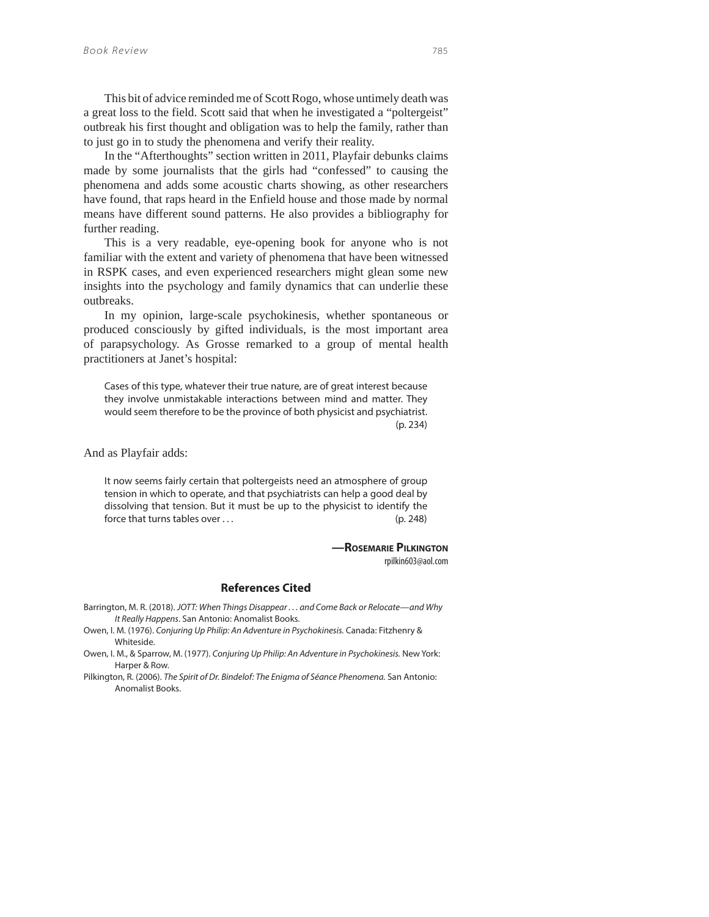This bit of advice reminded me of Scott Rogo, whose untimely death was a great loss to the field. Scott said that when he investigated a "poltergeist" outbreak his first thought and obligation was to help the family, rather than to just go in to study the phenomena and verify their reality.

In the "Afterthoughts" section written in 2011, Playfair debunks claims made by some journalists that the girls had "confessed" to causing the phenomena and adds some acoustic charts showing, as other researchers have found, that raps heard in the Enfield house and those made by normal means have different sound patterns. He also provides a bibliography for further reading.

This is a very readable, eye-opening book for anyone who is not familiar with the extent and variety of phenomena that have been witnessed in RSPK cases, and even experienced researchers might glean some new insights into the psychology and family dynamics that can underlie these outbreaks.

In my opinion, large-scale psychokinesis, whether spontaneous or produced consciously by gifted individuals, is the most important area of parapsychology. As Grosse remarked to a group of mental health practitioners at Janet's hospital:

> Cases of this type, whatever their true nature, are of great interest because they involve unmistakable interactions between mind and matter. They would seem therefore to be the province of both physicist and psychiatrist. (p. 234)

And as Playfair adds:

> It now seems fairly certain that poltergeists need an atmosphere of group tension in which to operate, and that psychiatrists can help a good deal by dissolving that tension. But it must be up to the physicist to identify the force that turns tables over . . . (p. 248)

**—Rosemarie Pilkington**
rpilkin603@aol.com

## References Cited

Barrington, M. R. (2018). *JOTT: When Things Disappear . . . and Come Back or Relocate—and Why It Really Happens*. San Antonio: Anomalist Books.

Owen, I. M. (1976). *Conjuring Up Philip: An Adventure in Psychokinesis.* Canada: Fitzhenry & Whiteside.

Owen, I. M., & Sparrow, M. (1977). *Conjuring Up Philip: An Adventure in Psychokinesis.* New York: Harper & Row.

Pilkington, R. (2006). *The Spirit of Dr. Bindelof: The Enigma of Séance Phenomena.* San Antonio: Anomalist Books.